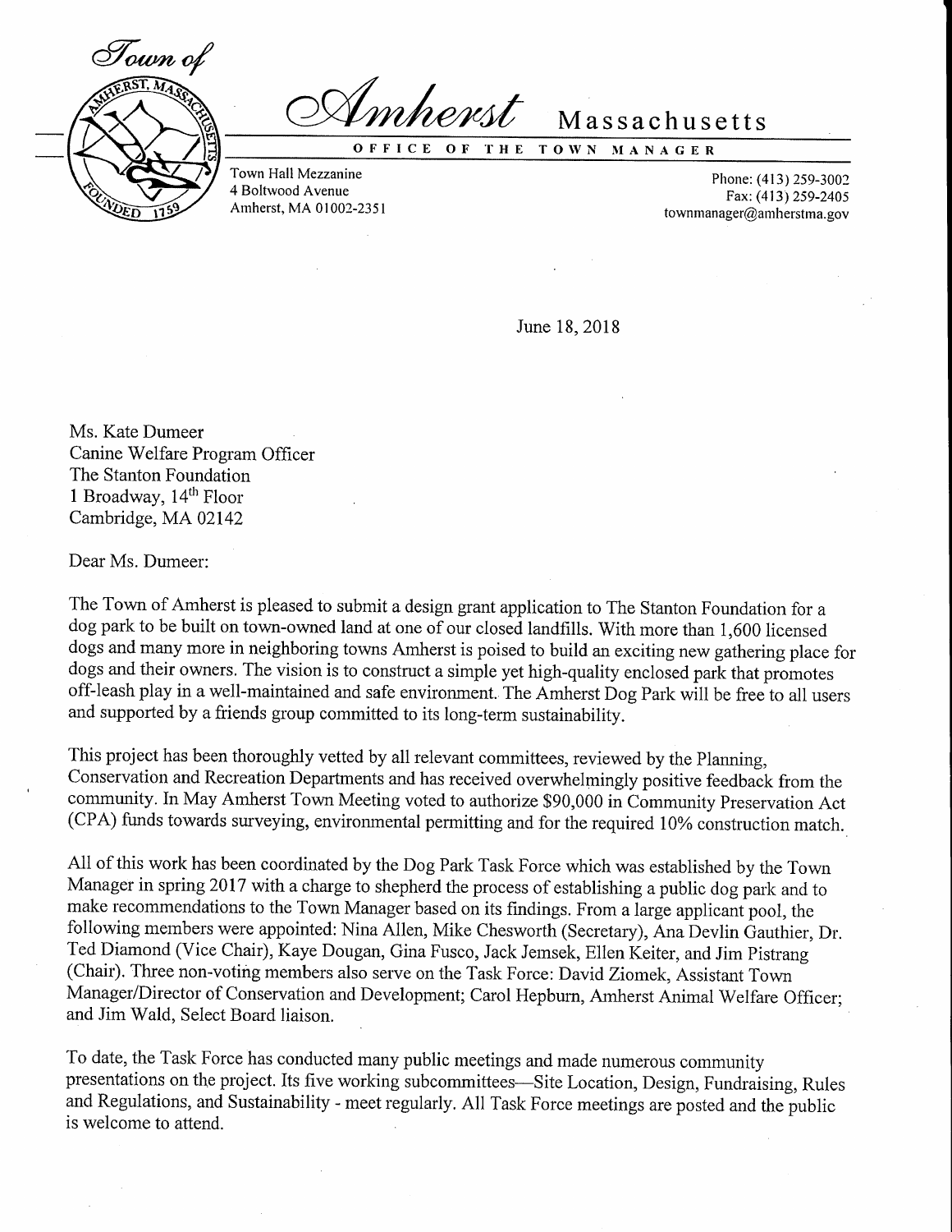# Town of Amherst Massachusetts

**OFFICE OF THE TOWN MANAGER**

Town Hall Mezzanine
4 Boltwood Avenue
Amherst, MA 01002-2351

Phone: (413) 259-3002
Fax: (413) 259-2405
townmanager@amherstma.gov

June 18, 2018

Ms. Kate Dumeer
Canine Welfare Program Officer
The Stanton Foundation
1 Broadway, 14th Floor
Cambridge, MA 02142

Dear Ms. Dumeer:

The Town of Amherst is pleased to submit a design grant application to The Stanton Foundation for a dog park to be built on town-owned land at one of our closed landfills. With more than 1,600 licensed dogs and many more in neighboring towns Amherst is poised to build an exciting new gathering place for dogs and their owners. The vision is to construct a simple yet high-quality enclosed park that promotes off-leash play in a well-maintained and safe environment. The Amherst Dog Park will be free to all users and supported by a friends group committed to its long-term sustainability.

This project has been thoroughly vetted by all relevant committees, reviewed by the Planning, Conservation and Recreation Departments and has received overwhelmingly positive feedback from the community. In May Amherst Town Meeting voted to authorize $90,000 in Community Preservation Act (CPA) funds towards surveying, environmental permitting and for the required 10% construction match.

All of this work has been coordinated by the Dog Park Task Force which was established by the Town Manager in spring 2017 with a charge to shepherd the process of establishing a public dog park and to make recommendations to the Town Manager based on its findings. From a large applicant pool, the following members were appointed: Nina Allen, Mike Chesworth (Secretary), Ana Devlin Gauthier, Dr. Ted Diamond (Vice Chair), Kaye Dougan, Gina Fusco, Jack Jemsek, Ellen Keiter, and Jim Pistrang (Chair). Three non-voting members also serve on the Task Force: David Ziomek, Assistant Town Manager/Director of Conservation and Development; Carol Hepburn, Amherst Animal Welfare Officer; and Jim Wald, Select Board liaison.

To date, the Task Force has conducted many public meetings and made numerous community presentations on the project. Its five working subcommittees—Site Location, Design, Fundraising, Rules and Regulations, and Sustainability - meet regularly. All Task Force meetings are posted and the public is welcome to attend.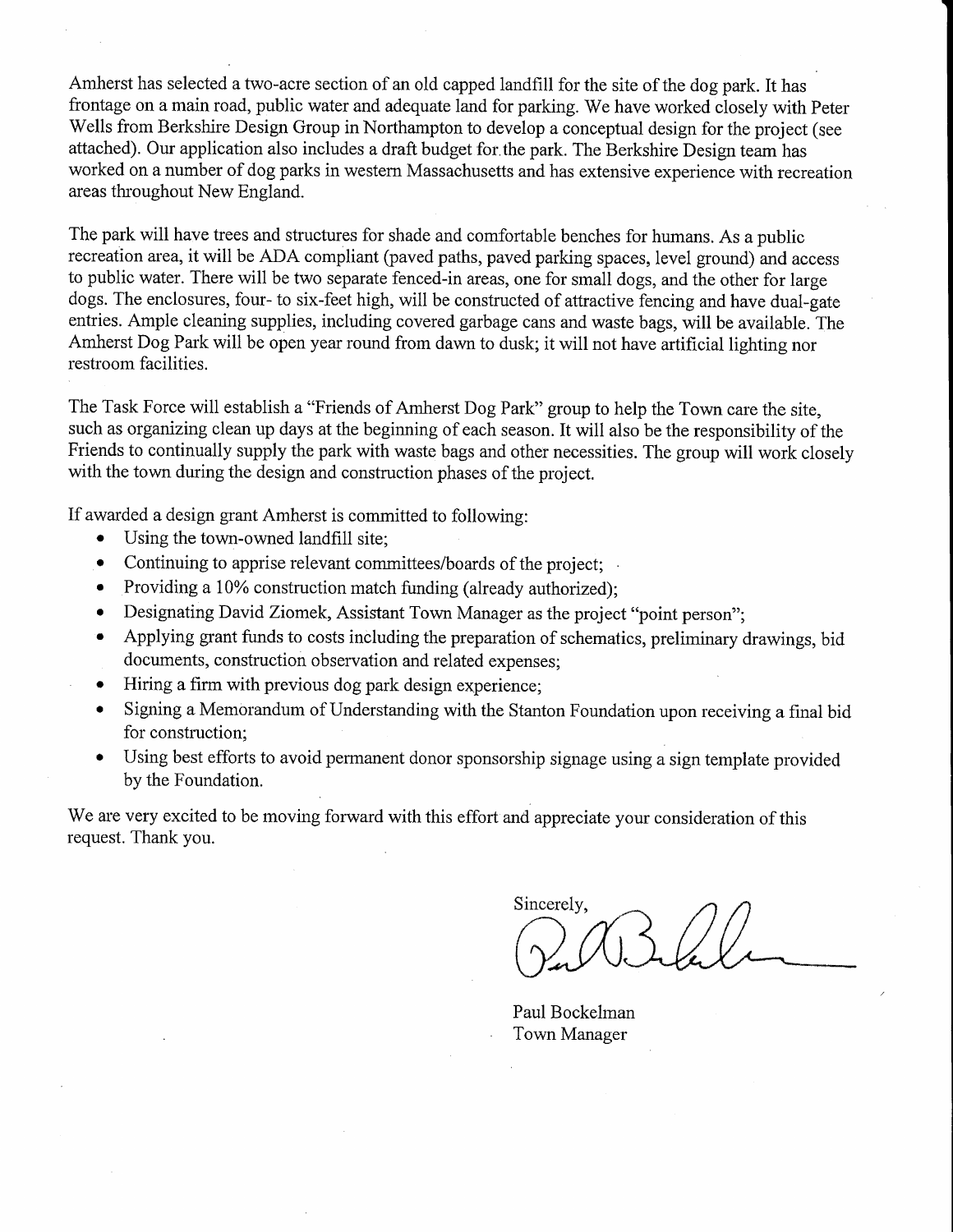Amherst has selected a two-acre section of an old capped landfill for the site of the dog park. It has frontage on a main road, public water and adequate land for parking. We have worked closely with Peter Wells from Berkshire Design Group in Northampton to develop a conceptual design for the project (see attached). Our application also includes a draft budget for the park. The Berkshire Design team has worked on a number of dog parks in western Massachusetts and has extensive experience with recreation areas throughout New England.

The park will have trees and structures for shade and comfortable benches for humans. As a public recreation area, it will be ADA compliant (paved paths, paved parking spaces, level ground) and access to public water. There will be two separate fenced-in areas, one for small dogs, and the other for large dogs. The enclosures, four- to six-feet high, will be constructed of attractive fencing and have dual-gate entries. Ample cleaning supplies, including covered garbage cans and waste bags, will be available. The Amherst Dog Park will be open year round from dawn to dusk; it will not have artificial lighting nor restroom facilities.

The Task Force will establish a "Friends of Amherst Dog Park" group to help the Town care the site, such as organizing clean up days at the beginning of each season. It will also be the responsibility of the Friends to continually supply the park with waste bags and other necessities. The group will work closely with the town during the design and construction phases of the project.

If awarded a design grant Amherst is committed to following:

- Using the town-owned landfill site;
- Continuing to apprise relevant committees/boards of the project;
- Providing a 10% construction match funding (already authorized);
- Designating David Ziomek, Assistant Town Manager as the project "point person";
- Applying grant funds to costs including the preparation of schematics, preliminary drawings, bid documents, construction observation and related expenses;
- Hiring a firm with previous dog park design experience;
- Signing a Memorandum of Understanding with the Stanton Foundation upon receiving a final bid for construction;
- Using best efforts to avoid permanent donor sponsorship signage using a sign template provided by the Foundation.

We are very excited to be moving forward with this effort and appreciate your consideration of this request. Thank you.

Sincerely,

Paul Bockelman
Town Manager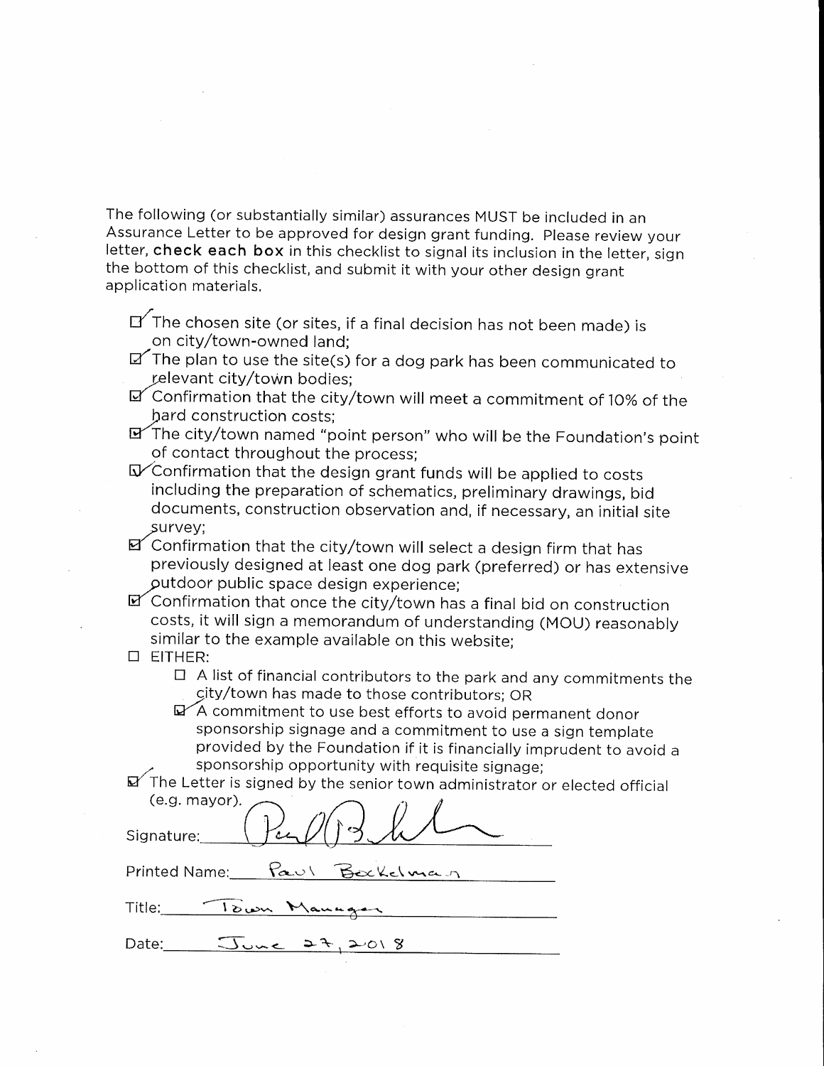The following (or substantially similar) assurances MUST be included in an Assurance Letter to be approved for design grant funding. Please review your letter, **check each box** in this checklist to signal its inclusion in the letter, sign the bottom of this checklist, and submit it with your other design grant application materials.

- [x] The chosen site (or sites, if a final decision has not been made) is on city/town-owned land;
- [x] The plan to use the site(s) for a dog park has been communicated to relevant city/town bodies;
- [x] Confirmation that the city/town will meet a commitment of 10% of the hard construction costs;
- [x] The city/town named "point person" who will be the Foundation's point of contact throughout the process;
- [x] Confirmation that the design grant funds will be applied to costs including the preparation of schematics, preliminary drawings, bid documents, construction observation and, if necessary, an initial site survey;
- [x] Confirmation that the city/town will select a design firm that has previously designed at least one dog park (preferred) or has extensive outdoor public space design experience;
- [x] Confirmation that once the city/town has a final bid on construction costs, it will sign a memorandum of understanding (MOU) reasonably similar to the example available on this website;
- [ ] EITHER:
  - [ ] A list of financial contributors to the park and any commitments the city/town has made to those contributors; OR
  - [x] A commitment to use best efforts to avoid permanent donor sponsorship signage and a commitment to use a sign template provided by the Foundation if it is financially imprudent to avoid a sponsorship opportunity with requisite signage;
- [x] The Letter is signed by the senior town administrator or elected official (e.g. mayor).

Signature: [signature]

Printed Name: Paul Bockelman

Title: Town Manager

Date: June 27, 2018